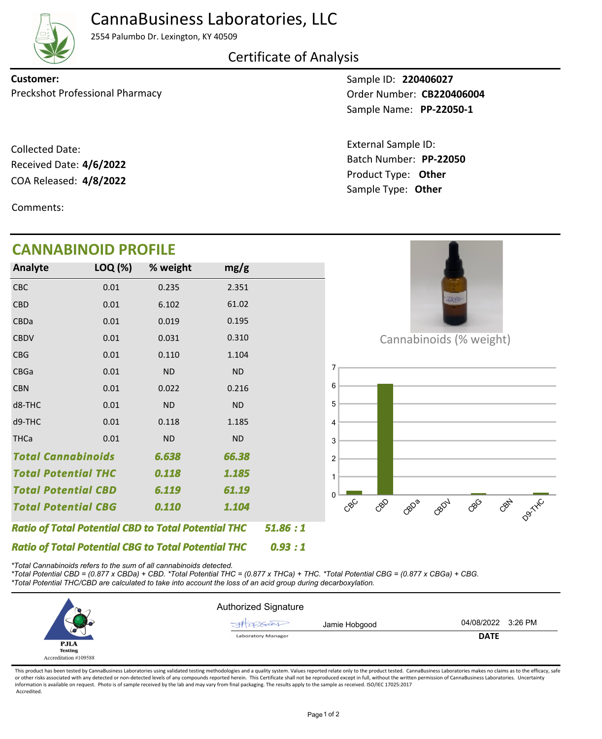# CannaBusiness Laboratories, LLC

2554 Palumbo Dr. Lexington, KY 40509

## Certificate of Analysis

**Customer:**
Preckshot Professional Pharmacy

Sample ID: **220406027**
Order Number: **CB220406004**
Sample Name: **PP-22050-1**

Collected Date:
Received Date: **4/6/2022**
COA Released: **4/8/2022**

External Sample ID:
Batch Number: **PP-22050**
Product Type: **Other**
Sample Type: **Other**

Comments:

## CANNABINOID PROFILE

| Analyte | LOQ (%) | % weight | mg/g |
|---|---|---|---|
| CBC | 0.01 | 0.235 | 2.351 |
| CBD | 0.01 | 6.102 | 61.02 |
| CBDa | 0.01 | 0.019 | 0.195 |
| CBDV | 0.01 | 0.031 | 0.310 |
| CBG | 0.01 | 0.110 | 1.104 |
| CBGa | 0.01 | ND | ND |
| CBN | 0.01 | 0.022 | 0.216 |
| d8-THC | 0.01 | ND | ND |
| d9-THC | 0.01 | 0.118 | 1.185 |
| THCa | 0.01 | ND | ND |
| ***Total Cannabinoids*** | | ***6.638*** | ***66.38*** |
| ***Total Potential THC*** | | ***0.118*** | ***1.185*** |
| ***Total Potential CBD*** | | ***6.119*** | ***61.19*** |
| ***Total Potential CBG*** | | ***0.110*** | ***1.104*** |

***Ratio of Total Potential CBD to Total Potential THC 51.86 : 1***

***Ratio of Total Potential CBG to Total Potential THC 0.93 : 1***

Cannabinoids (% weight)

| Analyte | % weight |
|---|---|
| CBC | 0.235 |
| CBD | 6.102 |
| CBDa | 0.019 |
| CBDV | 0.031 |
| CBG | 0.110 |
| CBN | 0.022 |
| D9-THC | 0.118 |

*\*Total Cannabinoids refers to the sum of all cannabinoids detected.*
*\*Total Potential CBD = (0.877 x CBDa) + CBD. \*Total Potential THC = (0.877 x THCa) + THC. \*Total Potential CBG = (0.877 x CBGa) + CBG.*
*\*Total Potential THC/CBD are calculated to take into account the loss of an acid group during decarboxylation.*

PJLA Testing
Accreditation #109588

Authorized Signature

Jamie Hobgood — Laboratory Manager

04/08/2022 3:26 PM
**DATE**

This product has been tested by CannaBusiness Laboratories using validated testing methodologies and a quality system. Values reported relate only to the product tested. CannaBusiness Laboratories makes no claims as to the efficacy, safe or other risks associated with any detected or non-detected levels of any compounds reported herein. This Certificate shall not be reproduced except in full, without the written permission of CannaBusiness Laboratories. Uncertainty information is available on request. Photo is of sample received by the lab and may vary from final packaging. The results apply to the sample as received. ISO/IEC 17025:2017 Accredited.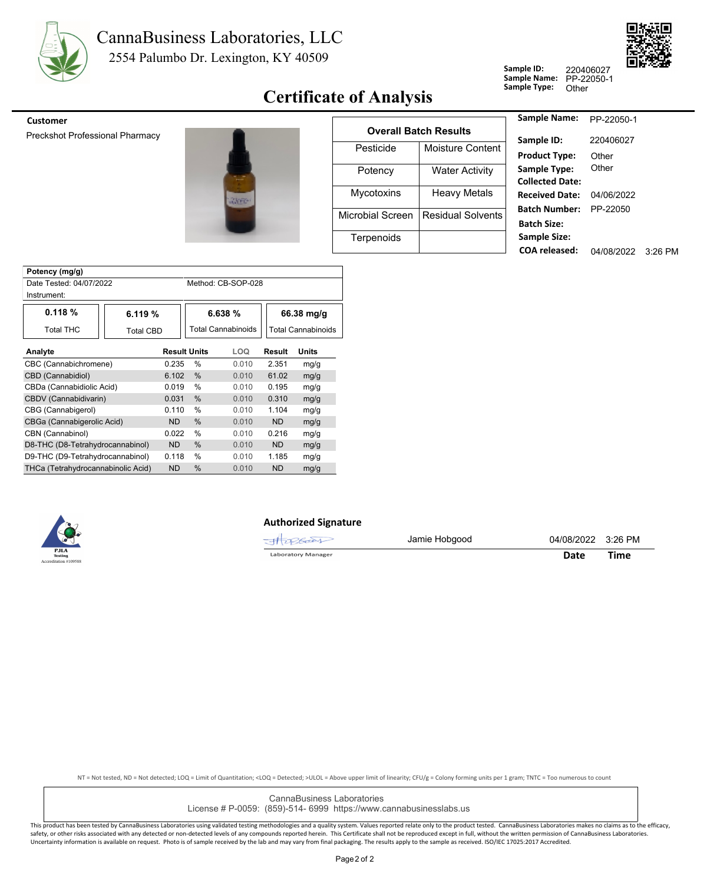CannaBusiness Laboratories, LLC
2554 Palumbo Dr. Lexington, KY 40509

**Sample ID:** 220406027
**Sample Name:** PP-22050-1
**Sample Type:** Other

# Certificate of Analysis

**Customer**

Preckshot Professional Pharmacy

| Overall Batch Results | |
|---|---|
| Pesticide | Moisture Content |
| Potency | Water Activity |
| Mycotoxins | Heavy Metals |
| Microbial Screen | Residual Solvents |
| Terpenoids | |

**Sample Name:** PP-22050-1
**Sample ID:** 220406027
**Product Type:** Other
**Sample Type:** Other
**Collected Date:**
**Received Date:** 04/06/2022
**Batch Number:** PP-22050
**Batch Size:**
**Sample Size:**
**COA released:** 04/08/2022 3:26 PM

**Potency (mg/g)**

Date Tested: 04/07/2022 Method: CB-SOP-028
Instrument:

| 0.118 % | 6.119 % | 6.638 % | 66.38 mg/g |
|---|---|---|---|
| Total THC | Total CBD | Total Cannabinoids | Total Cannabinoids |

| Analyte | Result | Units | LOQ | Result | Units |
|---|---|---|---|---|---|
| CBC (Cannabichromene) | 0.235 | % | 0.010 | 2.351 | mg/g |
| CBD (Cannabidiol) | 6.102 | % | 0.010 | 61.02 | mg/g |
| CBDa (Cannabidiolic Acid) | 0.019 | % | 0.010 | 0.195 | mg/g |
| CBDV (Cannabidivarin) | 0.031 | % | 0.010 | 0.310 | mg/g |
| CBG (Cannabigerol) | 0.110 | % | 0.010 | 1.104 | mg/g |
| CBGa (Cannabigerolic Acid) | ND | % | 0.010 | ND | mg/g |
| CBN (Cannabinol) | 0.022 | % | 0.010 | 0.216 | mg/g |
| D8-THC (D8-Tetrahydrocannabinol) | ND | % | 0.010 | ND | mg/g |
| D9-THC (D9-Tetrahydrocannabinol) | 0.118 | % | 0.010 | 1.185 | mg/g |
| THCa (Tetrahydrocannabinolic Acid) | ND | % | 0.010 | ND | mg/g |

PJLA Testing
Accreditation #109588

**Authorized Signature**

| Signature | Name | Date | Time |
|---|---|---|---|
| Laboratory Manager | Jamie Hobgood | 04/08/2022 | 3:26 PM |

NT = Not tested, ND = Not detected; LOQ = Limit of Quantitation; <LOQ = Detected; >ULOL = Above upper limit of linearity; CFU/g = Colony forming units per 1 gram; TNTC = Too numerous to count

CannaBusiness Laboratories
License # P-0059: (859)-514- 6999 https://www.cannabusinesslabs.us

This product has been tested by CannaBusiness Laboratories using validated testing methodologies and a quality system. Values reported relate only to the product tested. CannaBusiness Laboratories makes no claims as to the efficacy, safety, or other risks associated with any detected or non-detected levels of any compounds reported herein. This Certificate shall not be reproduced except in full, without the written permission of CannaBusiness Laboratories. Uncertainty information is available on request. Photo is of sample received by the lab and may vary from final packaging. The results apply to the sample as received. ISO/IEC 17025:2017 Accredited.